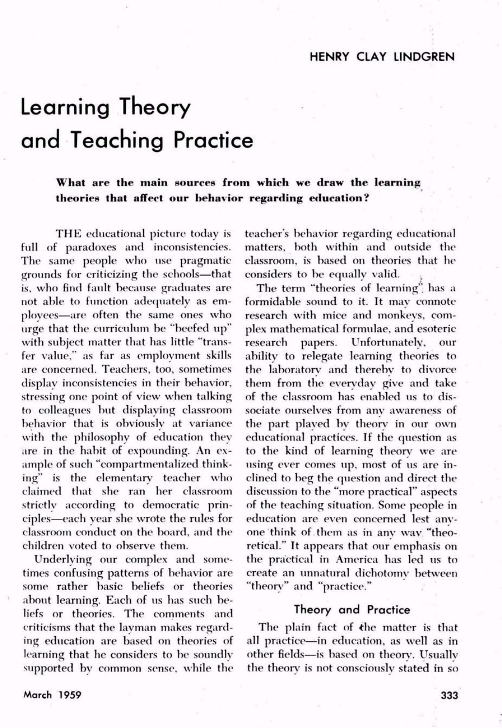HENRY CLAY LINDGREN

# Learning Theory and Teaching Practice

**What are the main sources from which we draw the learning theories that affect our behavior regarding education?**

THE educational picture today is full of paradoxes and inconsistencies. The same people who use pragmatic grounds for criticizing the schools—that is, who find fault because graduates are not able to function adequately as employees—are often the same ones who urge that the curriculum be "beefed up" with subject matter that has little "transfer value," as far as employment skills are concerned. Teachers, too, sometimes display inconsistencies in their behavior, stressing one point of view when talking to colleagues but displaying classroom behavior that is obviously at variance with the philosophy of education they are in the habit of expounding. An example of such "compartmentalized thinking" is the elementary teacher who claimed that she ran her classroom strictly according to democratic principles—each year she wrote the rules for classroom conduct on the board, and the children voted to observe them.

Underlying our complex and sometimes confusing patterns of behavior are some rather basic beliefs or theories about learning. Each of us has such beliefs or theories. The comments and criticisms that the layman makes regarding education are based on theories of learning that he considers to be soundly supported by common sense, while the teacher's behavior regarding educational matters, both within and outside the classroom, is based on theories that he considers to be equally valid.

The term "theories of learning" has a formidable sound to it. It may connote research with mice and monkeys, complex mathematical formulae, and esoteric research papers. Unfortunately, our ability to relegate learning theories to the laboratory and thereby to divorce them from the everyday give and take of the classroom has enabled us to dissociate ourselves from any awareness of the part played by theory in our own educational practices. If the question as to the kind of learning theory we are using ever comes up, most of us are inclined to beg the question and direct the discussion to the "more practical" aspects of the teaching situation. Some people in education are even concerned lest anyone think of them as in any way "theoretical." It appears that our emphasis on the practical in America has led us to create an unnatural dichotomy between "theory" and "practice."

## Theory and Practice

The plain fact of the matter is that all practice—in education, as well as in other fields—is based on theory. Usually the theory is not consciously stated in so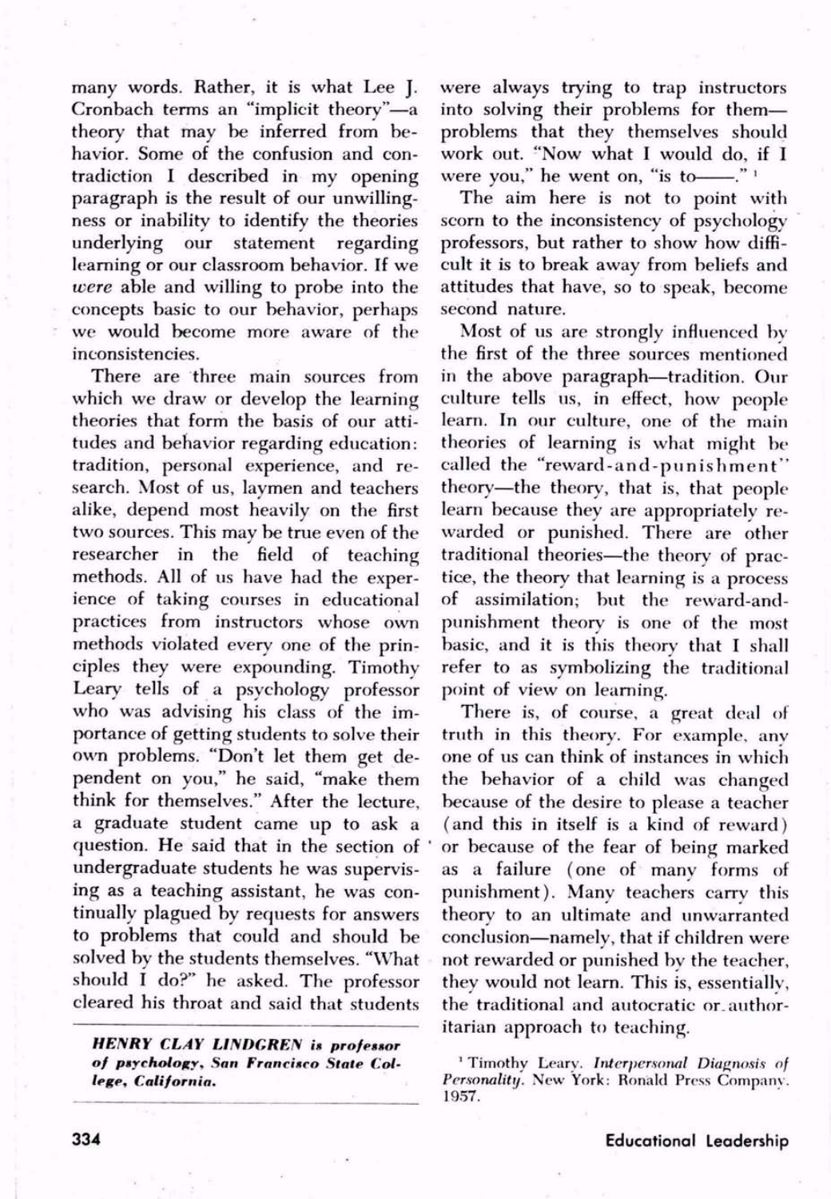many words. Rather, it is what Lee J. Cronbach terms an "implicit theory"—a theory that may be inferred from behavior. Some of the confusion and contradiction I described in my opening paragraph is the result of our unwillingness or inability to identify the theories underlying our statement regarding learning or our classroom behavior. If we *were* able and willing to probe into the concepts basic to our behavior, perhaps we would become more aware of the inconsistencies.

There are three main sources from which we draw or develop the learning theories that form the basis of our attitudes and behavior regarding education: tradition, personal experience, and research. Most of us, laymen and teachers alike, depend most heavily on the first two sources. This may be true even of the researcher in the field of teaching methods. All of us have had the experience of taking courses in educational practices from instructors whose own methods violated every one of the principles they were expounding. Timothy Leary tells of a psychology professor who was advising his class of the importance of getting students to solve their own problems. "Don't let them get dependent on you," he said, "make them think for themselves." After the lecture, a graduate student came up to ask a question. He said that in the section of undergraduate students he was supervising as a teaching assistant, he was continually plagued by requests for answers to problems that could and should be solved by the students themselves. "What should I do?" he asked. The professor cleared his throat and said that students were always trying to trap instructors into solving their problems for them—problems that they themselves should work out. "Now what I would do, if I were you," he went on, "is to——."[1]

***HENRY CLAY LINDGREN is professor of psychology, San Francisco State College, California.***

The aim here is not to point with scorn to the inconsistency of psychology professors, but rather to show how difficult it is to break away from beliefs and attitudes that have, so to speak, become second nature.

Most of us are strongly influenced by the first of the three sources mentioned in the above paragraph—tradition. Our culture tells us, in effect, how people learn. In our culture, one of the main theories of learning is what might be called the "reward-and-punishment" theory—the theory, that is, that people learn because they are appropriately rewarded or punished. There are other traditional theories—the theory of practice, the theory that learning is a process of assimilation; but the reward-and-punishment theory is one of the most basic, and it is this theory that I shall refer to as symbolizing the traditional point of view on learning.

There is, of course, a great deal of truth in this theory. For example, any one of us can think of instances in which the behavior of a child was changed because of the desire to please a teacher (and this in itself is a kind of reward) or because of the fear of being marked as a failure (one of many forms of punishment). Many teachers carry this theory to an ultimate and unwarranted conclusion—namely, that if children were not rewarded or punished by the teacher, they would not learn. This is, essentially, the traditional and autocratic or authoritarian approach to teaching.

[1] Timothy Leary. *Interpersonal Diagnosis of Personality.* New York: Ronald Press Company, 1957.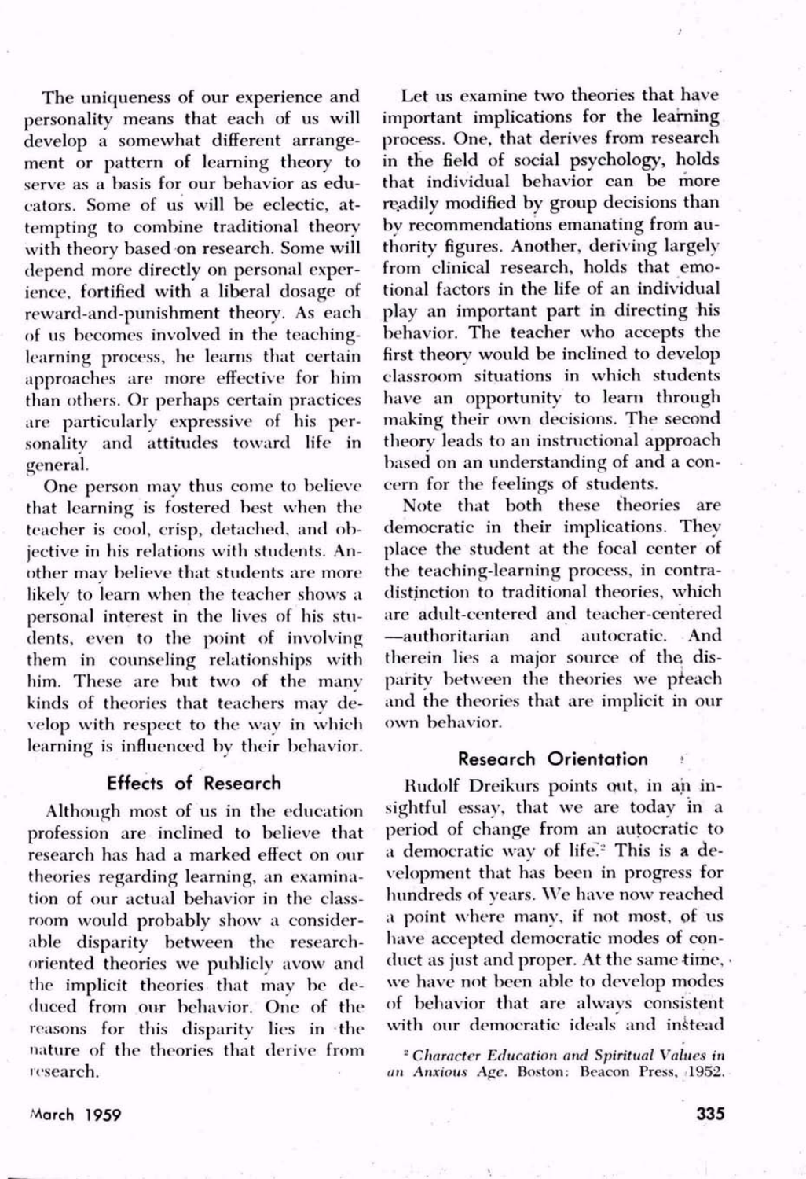The uniqueness of our experience and personality means that each of us will develop a somewhat different arrangement or pattern of learning theory to serve as a basis for our behavior as educators. Some of us will be eclectic, attempting to combine traditional theory with theory based on research. Some will depend more directly on personal experience, fortified with a liberal dosage of reward-and-punishment theory. As each of us becomes involved in the teaching-learning process, he learns that certain approaches are more effective for him than others. Or perhaps certain practices are particularly expressive of his personality and attitudes toward life in general.

One person may thus come to believe that learning is fostered best when the teacher is cool, crisp, detached, and objective in his relations with students. Another may believe that students are more likely to learn when the teacher shows a personal interest in the lives of his students, even to the point of involving them in counseling relationships with him. These are but two of the many kinds of theories that teachers may develop with respect to the way in which learning is influenced by their behavior.

## Effects of Research

Although most of us in the education profession are inclined to believe that research has had a marked effect on our theories regarding learning, an examination of our actual behavior in the classroom would probably show a considerable disparity between the research-oriented theories we publicly avow and the implicit theories that may be deduced from our behavior. One of the reasons for this disparity lies in the nature of the theories that derive from research.

Let us examine two theories that have important implications for the learning process. One, that derives from research in the field of social psychology, holds that individual behavior can be more readily modified by group decisions than by recommendations emanating from authority figures. Another, deriving largely from clinical research, holds that emotional factors in the life of an individual play an important part in directing his behavior. The teacher who accepts the first theory would be inclined to develop classroom situations in which students have an opportunity to learn through making their own decisions. The second theory leads to an instructional approach based on an understanding of and a concern for the feelings of students.

Note that both these theories are democratic in their implications. They place the student at the focal center of the teaching-learning process, in contradistinction to traditional theories, which are adult-centered and teacher-centered —authoritarian and autocratic. And therein lies a major source of the disparity between the theories we preach and the theories that are implicit in our own behavior.

## Research Orientation

Rudolf Dreikurs points out, in an insightful essay, that we are today in a period of change from an autocratic to a democratic way of life.[2] This is a development that has been in progress for hundreds of years. We have now reached a point where many, if not most, of us have accepted democratic modes of conduct as just and proper. At the same time, we have not been able to develop modes of behavior that are always consistent with our democratic ideals and instead

[2] *Character Education and Spiritual Values in an Anxious Age.* Boston: Beacon Press, 1952.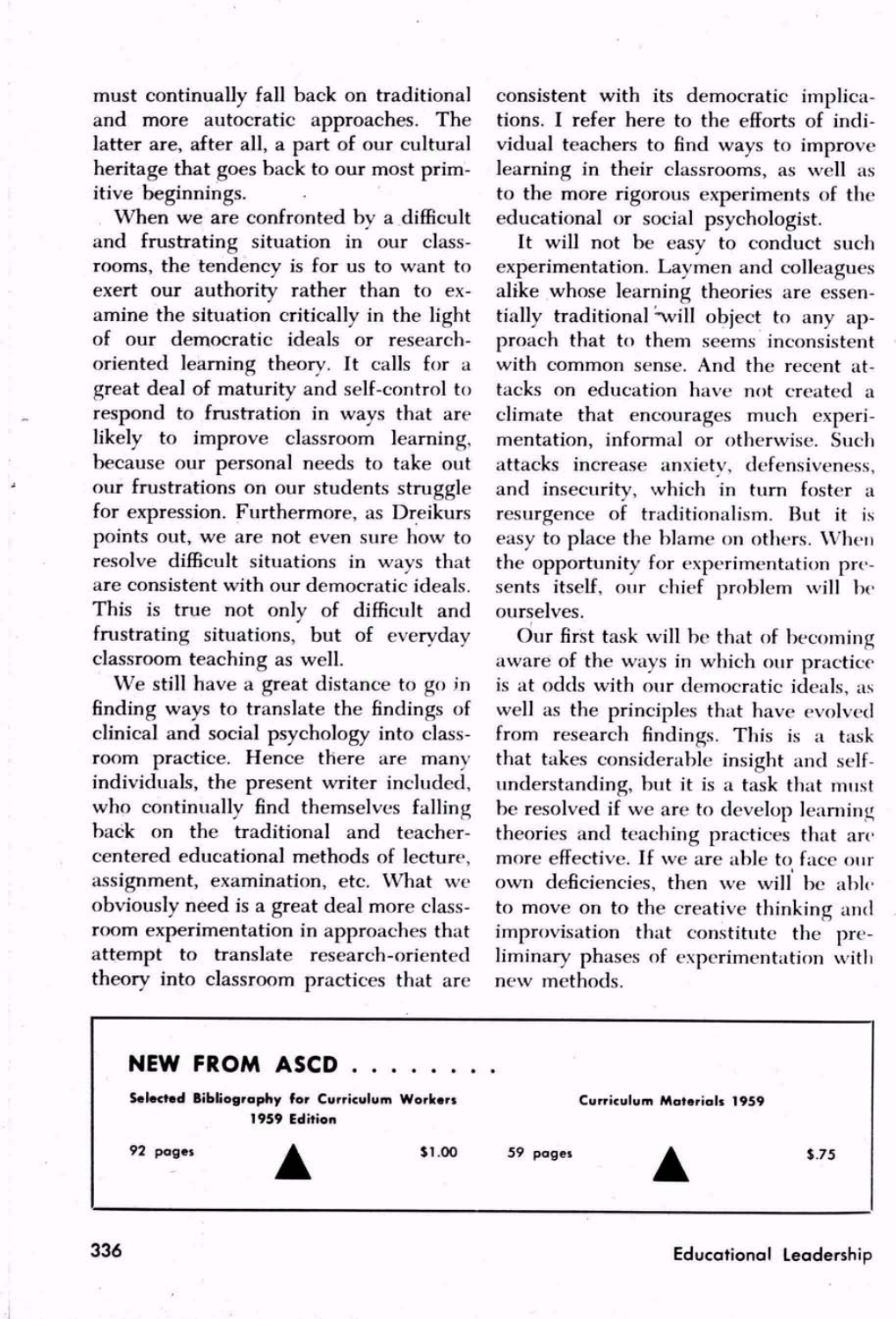must continually fall back on traditional and more autocratic approaches. The latter are, after all, a part of our cultural heritage that goes back to our most primitive beginnings.

When we are confronted by a difficult and frustrating situation in our classrooms, the tendency is for us to want to exert our authority rather than to examine the situation critically in the light of our democratic ideals or research-oriented learning theory. It calls for a great deal of maturity and self-control to respond to frustration in ways that are likely to improve classroom learning, because our personal needs to take out our frustrations on our students struggle for expression. Furthermore, as Dreikurs points out, we are not even sure how to resolve difficult situations in ways that are consistent with our democratic ideals. This is true not only of difficult and frustrating situations, but of everyday classroom teaching as well.

We still have a great distance to go in finding ways to translate the findings of clinical and social psychology into classroom practice. Hence there are many individuals, the present writer included, who continually find themselves falling back on the traditional and teacher-centered educational methods of lecture, assignment, examination, etc. What we obviously need is a great deal more classroom experimentation in approaches that attempt to translate research-oriented theory into classroom practices that are consistent with its democratic implications. I refer here to the efforts of individual teachers to find ways to improve learning in their classrooms, as well as to the more rigorous experiments of the educational or social psychologist.

It will not be easy to conduct such experimentation. Laymen and colleagues alike whose learning theories are essentially traditional will object to any approach that to them seems inconsistent with common sense. And the recent attacks on education have not created a climate that encourages much experimentation, informal or otherwise. Such attacks increase anxiety, defensiveness, and insecurity, which in turn foster a resurgence of traditionalism. But it is easy to place the blame on others. When the opportunity for experimentation presents itself, our chief problem will be ourselves.

Our first task will be that of becoming aware of the ways in which our practice is at odds with our democratic ideals, as well as the principles that have evolved from research findings. This is a task that takes considerable insight and self-understanding, but it is a task that must be resolved if we are to develop learning theories and teaching practices that are more effective. If we are able to face our own deficiencies, then we will be able to move on to the creative thinking and improvisation that constitute the preliminary phases of experimentation with new methods.

---

**NEW FROM ASCD . . . . . . . .**

**Selected Bibliography for Curriculum Workers 1959 Edition** — 92 pages ▲ $1.00

**Curriculum Materials 1959** — 59 pages ▲ $.75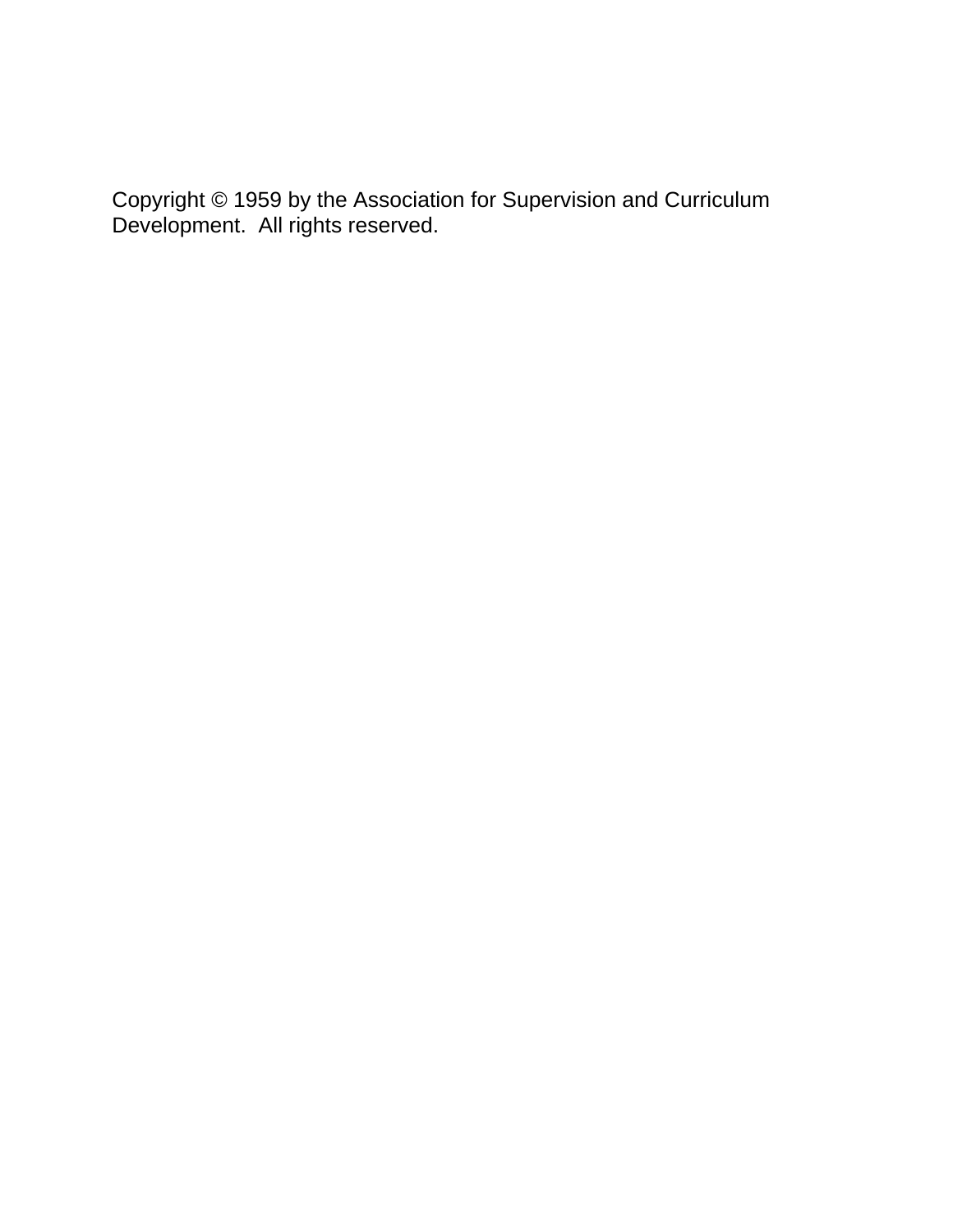Copyright © 1959 by the Association for Supervision and Curriculum Development. All rights reserved.